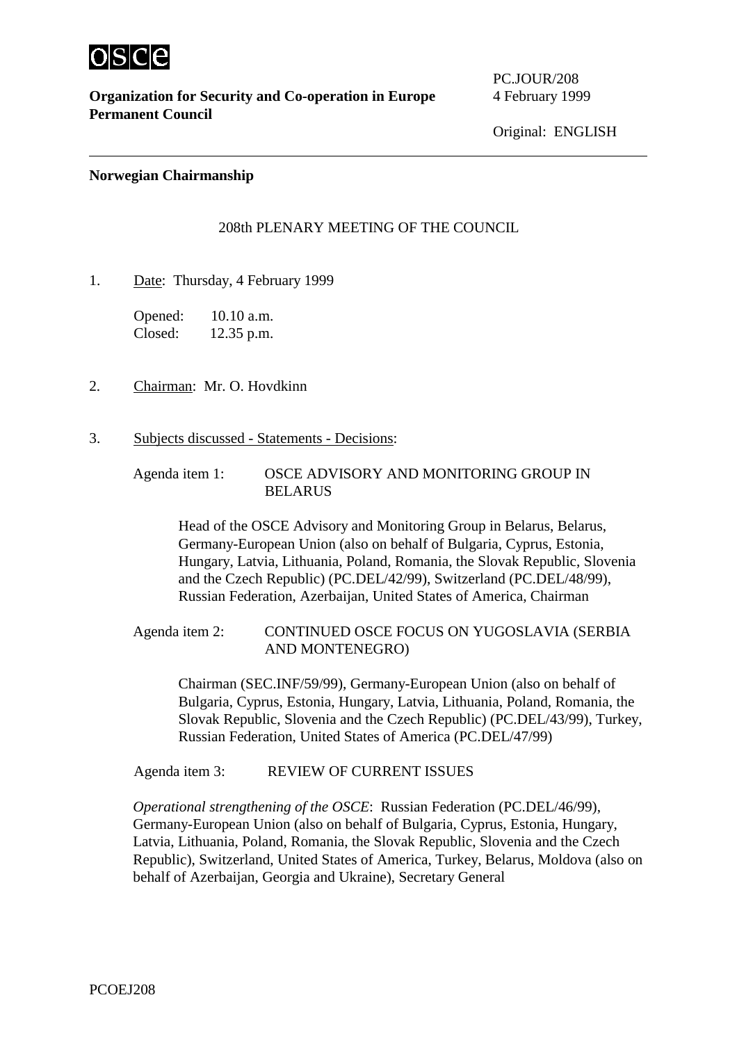**Organization for Security and Co-operation in Europe**
**Permanent Council**

PC.JOUR/208
4 February 1999

Original: ENGLISH

---

**Norwegian Chairmanship**

208th PLENARY MEETING OF THE COUNCIL

1. Date: Thursday, 4 February 1999

   Opened: 10.10 a.m.
   Closed: 12.35 p.m.

2. Chairman: Mr. O. Hovdkinn

3. Subjects discussed - Statements - Decisions:

   Agenda item 1: OSCE ADVISORY AND MONITORING GROUP IN BELARUS

   Head of the OSCE Advisory and Monitoring Group in Belarus, Belarus, Germany-European Union (also on behalf of Bulgaria, Cyprus, Estonia, Hungary, Latvia, Lithuania, Poland, Romania, the Slovak Republic, Slovenia and the Czech Republic) (PC.DEL/42/99), Switzerland (PC.DEL/48/99), Russian Federation, Azerbaijan, United States of America, Chairman

   Agenda item 2: CONTINUED OSCE FOCUS ON YUGOSLAVIA (SERBIA AND MONTENEGRO)

   Chairman (SEC.INF/59/99), Germany-European Union (also on behalf of Bulgaria, Cyprus, Estonia, Hungary, Latvia, Lithuania, Poland, Romania, the Slovak Republic, Slovenia and the Czech Republic) (PC.DEL/43/99), Turkey, Russian Federation, United States of America (PC.DEL/47/99)

   Agenda item 3: REVIEW OF CURRENT ISSUES

   *Operational strengthening of the OSCE*: Russian Federation (PC.DEL/46/99), Germany-European Union (also on behalf of Bulgaria, Cyprus, Estonia, Hungary, Latvia, Lithuania, Poland, Romania, the Slovak Republic, Slovenia and the Czech Republic), Switzerland, United States of America, Turkey, Belarus, Moldova (also on behalf of Azerbaijan, Georgia and Ukraine), Secretary General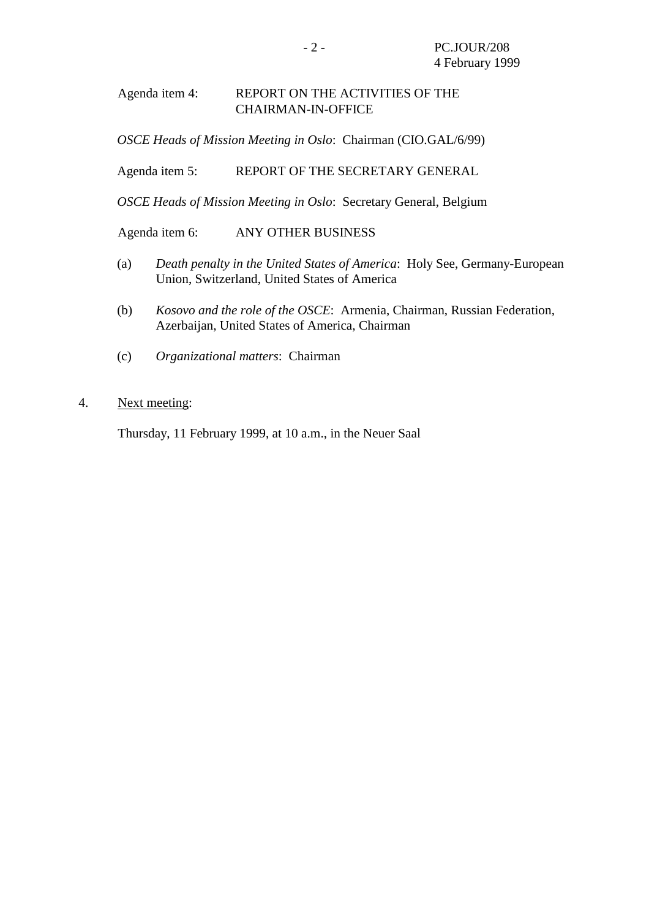Agenda item 4: REPORT ON THE ACTIVITIES OF THE CHAIRMAN-IN-OFFICE

*OSCE Heads of Mission Meeting in Oslo*: Chairman (CIO.GAL/6/99)

Agenda item 5: REPORT OF THE SECRETARY GENERAL

*OSCE Heads of Mission Meeting in Oslo*: Secretary General, Belgium

Agenda item 6: ANY OTHER BUSINESS

(a) *Death penalty in the United States of America*: Holy See, Germany-European Union, Switzerland, United States of America

(b) *Kosovo and the role of the OSCE*: Armenia, Chairman, Russian Federation, Azerbaijan, United States of America, Chairman

(c) *Organizational matters*: Chairman

4. Next meeting:

Thursday, 11 February 1999, at 10 a.m., in the Neuer Saal